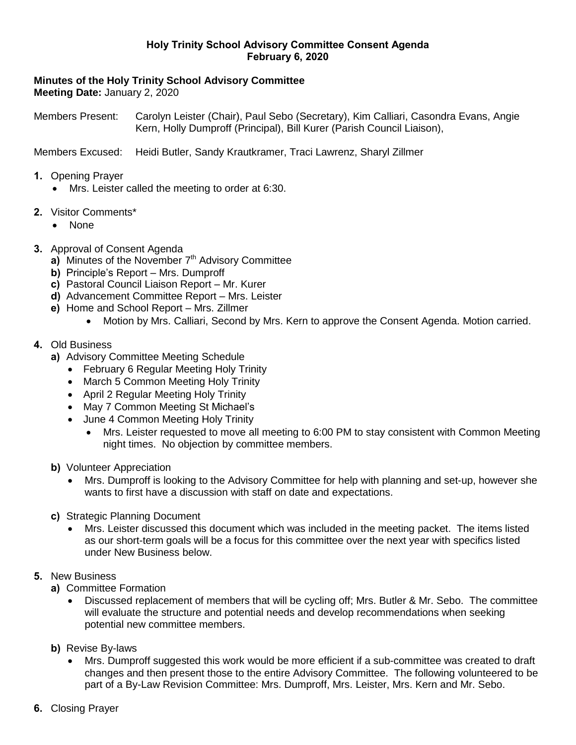**Holy Trinity School Advisory Committee Consent Agenda**
**February 6, 2020**

**Minutes of the Holy Trinity School Advisory Committee**
**Meeting Date:** January 2, 2020

Members Present: Carolyn Leister (Chair), Paul Sebo (Secretary), Kim Calliari, Casondra Evans, Angie Kern, Holly Dumproff (Principal), Bill Kurer (Parish Council Liaison),

Members Excused: Heidi Butler, Sandy Krautkramer, Traci Lawrenz, Sharyl Zillmer

1. Opening Prayer
   - Mrs. Leister called the meeting to order at 6:30.

2. Visitor Comments*
   - None

3. Approval of Consent Agenda
   **a)** Minutes of the November 7th Advisory Committee
   **b)** Principle's Report – Mrs. Dumproff
   **c)** Pastoral Council Liaison Report – Mr. Kurer
   **d)** Advancement Committee Report – Mrs. Leister
   **e)** Home and School Report – Mrs. Zillmer
   - Motion by Mrs. Calliari, Second by Mrs. Kern to approve the Consent Agenda. Motion carried.

4. Old Business
   **a)** Advisory Committee Meeting Schedule
   - February 6 Regular Meeting Holy Trinity
   - March 5 Common Meeting Holy Trinity
   - April 2 Regular Meeting Holy Trinity
   - May 7 Common Meeting St Michael's
   - June 4 Common Meeting Holy Trinity
     - Mrs. Leister requested to move all meeting to 6:00 PM to stay consistent with Common Meeting night times. No objection by committee members.

   **b)** Volunteer Appreciation
   - Mrs. Dumproff is looking to the Advisory Committee for help with planning and set-up, however she wants to first have a discussion with staff on date and expectations.

   **c)** Strategic Planning Document
   - Mrs. Leister discussed this document which was included in the meeting packet. The items listed as our short-term goals will be a focus for this committee over the next year with specifics listed under New Business below.

5. New Business
   **a)** Committee Formation
   - Discussed replacement of members that will be cycling off; Mrs. Butler & Mr. Sebo. The committee will evaluate the structure and potential needs and develop recommendations when seeking potential new committee members.

   **b)** Revise By-laws
   - Mrs. Dumproff suggested this work would be more efficient if a sub-committee was created to draft changes and then present those to the entire Advisory Committee. The following volunteered to be part of a By-Law Revision Committee: Mrs. Dumproff, Mrs. Leister, Mrs. Kern and Mr. Sebo.

6. Closing Prayer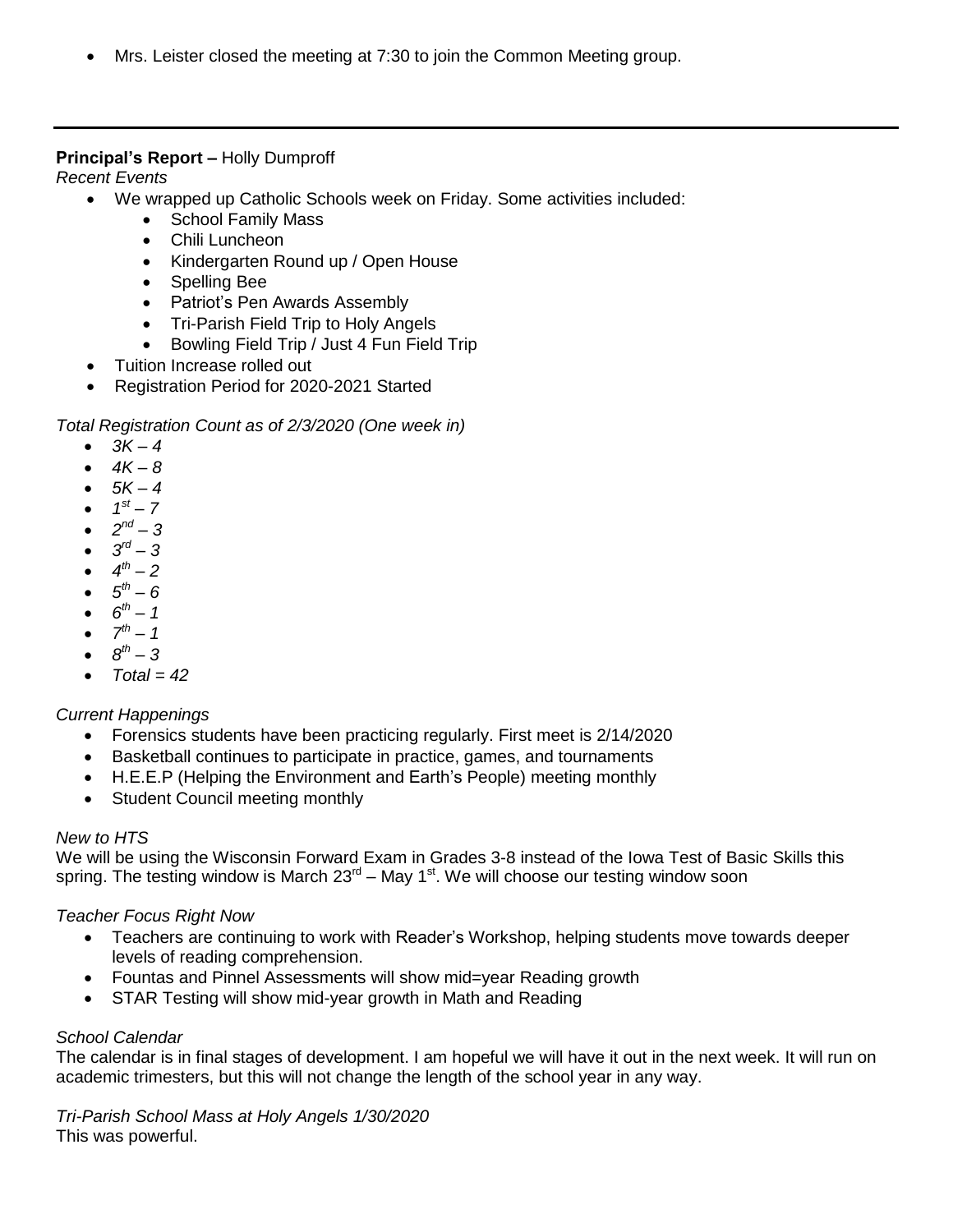- Mrs. Leister closed the meeting at 7:30 to join the Common Meeting group.

---

**Principal's Report –** Holly Dumproff

*Recent Events*

- We wrapped up Catholic Schools week on Friday. Some activities included:
  - School Family Mass
  - Chili Luncheon
  - Kindergarten Round up / Open House
  - Spelling Bee
  - Patriot's Pen Awards Assembly
  - Tri-Parish Field Trip to Holy Angels
  - Bowling Field Trip / Just 4 Fun Field Trip
- Tuition Increase rolled out
- Registration Period for 2020-2021 Started

*Total Registration Count as of 2/3/2020 (One week in)*

- *3K – 4*
- *4K – 8*
- *5K – 4*
- *1st – 7*
- *2nd – 3*
- *3rd – 3*
- *4th – 2*
- *5th – 6*
- *6th – 1*
- *7th – 1*
- *8th – 3*
- *Total = 42*

*Current Happenings*

- Forensics students have been practicing regularly. First meet is 2/14/2020
- Basketball continues to participate in practice, games, and tournaments
- H.E.E.P (Helping the Environment and Earth's People) meeting monthly
- Student Council meeting monthly

*New to HTS*

We will be using the Wisconsin Forward Exam in Grades 3-8 instead of the Iowa Test of Basic Skills this spring. The testing window is March 23rd – May 1st. We will choose our testing window soon

*Teacher Focus Right Now*

- Teachers are continuing to work with Reader's Workshop, helping students move towards deeper levels of reading comprehension.
- Fountas and Pinnel Assessments will show mid=year Reading growth
- STAR Testing will show mid-year growth in Math and Reading

*School Calendar*

The calendar is in final stages of development. I am hopeful we will have it out in the next week. It will run on academic trimesters, but this will not change the length of the school year in any way.

*Tri-Parish School Mass at Holy Angels 1/30/2020*

This was powerful.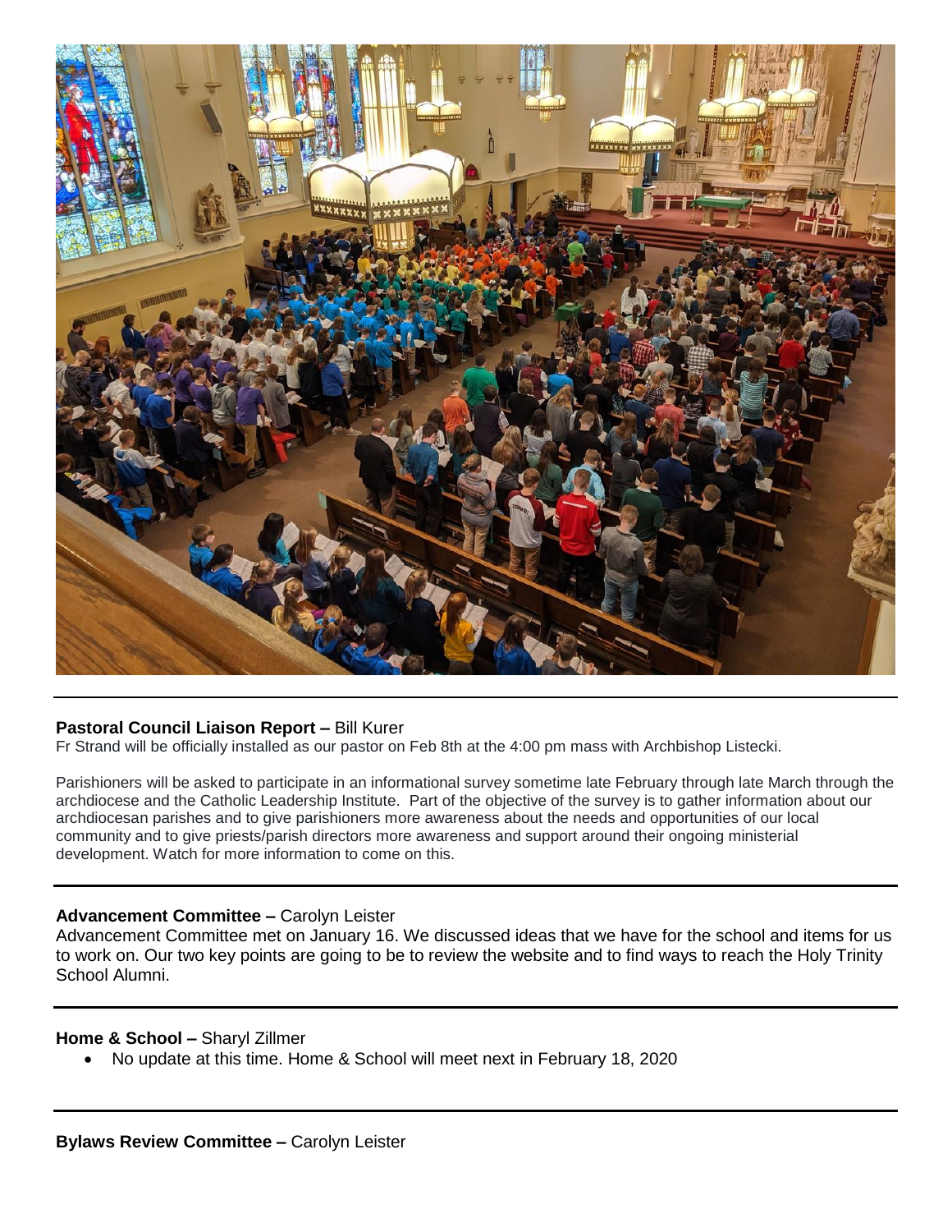---

**Pastoral Council Liaison Report –** Bill Kurer

Fr Strand will be officially installed as our pastor on Feb 8th at the 4:00 pm mass with Archbishop Listecki.

Parishioners will be asked to participate in an informational survey sometime late February through late March through the archdiocese and the Catholic Leadership Institute. Part of the objective of the survey is to gather information about our archdiocesan parishes and to give parishioners more awareness about the needs and opportunities of our local community and to give priests/parish directors more awareness and support around their ongoing ministerial development. Watch for more information to come on this.

---

**Advancement Committee –** Carolyn Leister

Advancement Committee met on January 16. We discussed ideas that we have for the school and items for us to work on. Our two key points are going to be to review the website and to find ways to reach the Holy Trinity School Alumni.

---

**Home & School –** Sharyl Zillmer

- No update at this time. Home & School will meet next in February 18, 2020

---

**Bylaws Review Committee –** Carolyn Leister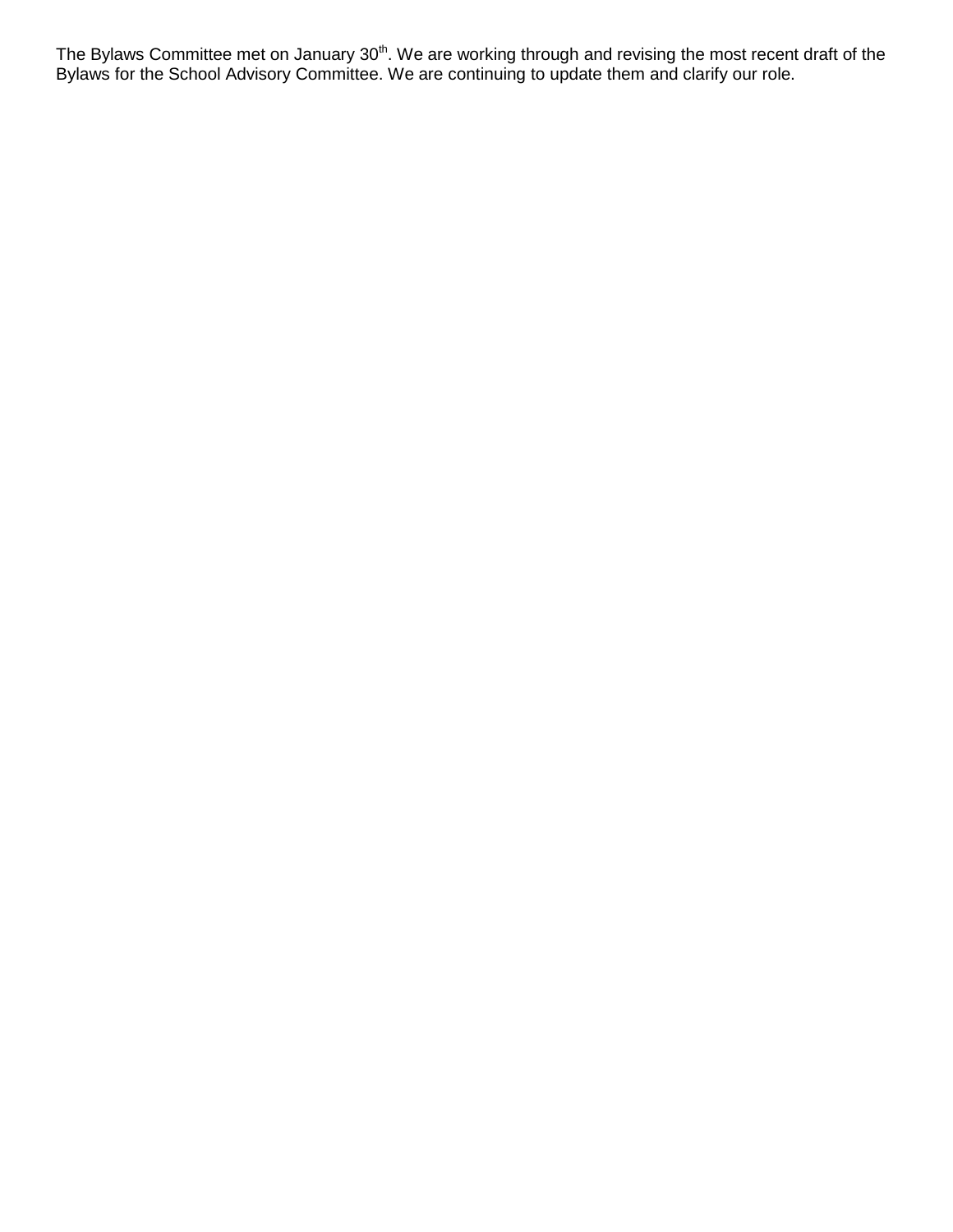The Bylaws Committee met on January 30th. We are working through and revising the most recent draft of the Bylaws for the School Advisory Committee. We are continuing to update them and clarify our role.